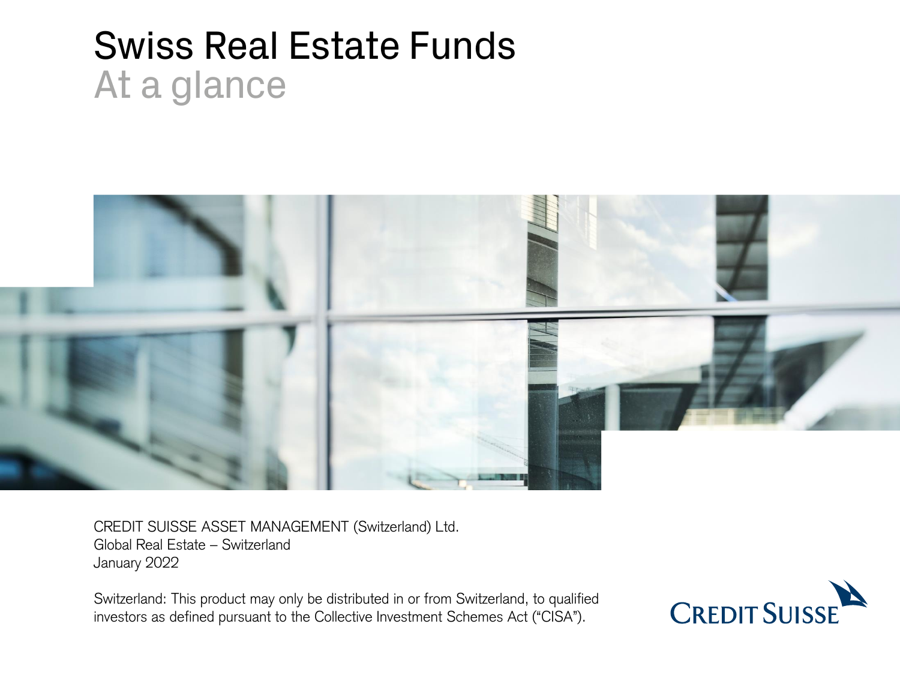# Swiss Real Estate Funds
## At a glance

CREDIT SUISSE ASSET MANAGEMENT (Switzerland) Ltd.
Global Real Estate – Switzerland
January 2022

Switzerland: This product may only be distributed in or from Switzerland, to qualified investors as defined pursuant to the Collective Investment Schemes Act ("CISA").

CREDIT SUISSE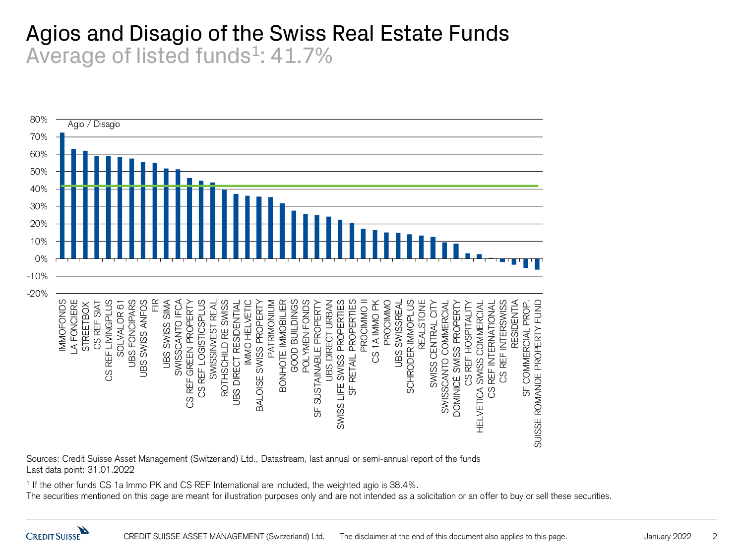# Agios and Disagio of the Swiss Real Estate Funds

## Average of listed funds[1]: 41.7%

Agio / Disagio

IMMOFONDS, LA FONCIERE, STREETBOX, CS REF SIAT, CS REF LIVINGPLUS, SOLVALOR 61, UBS FONCIPARS, UBS SWISS ANFOS, FIR, UBS SWISS SIMA, SWISSCANTO IFCA, CS REF GREEN PROPERTY, CS REF LOGISTICSPLUS, SWISSINVEST REAL, ROTHSCHILD RE SWISS, UBS DIRECT RESIDENTIAL, IMMO HELVETIC, BALOISE SWISS PROPERTY, PATRIMONIUM, BONHOTE IMMOBILIER, GOOD BUILDINGS, POLYMEN FONDS, SF SUSTAINABLE PROPERTY, UBS DIRECT URBAN, SWISS LIFE SWISS PROPERTIES, SF RETAIL PROPERTIES, PROCIMMO II, CS 1A IMMO PK, PROCIMMO, UBS SWISSREAL, SCHRODER IMMOPLUS, REALSTONE, SWISS CENTRAL CITY, SWISSCANTO COMMERCIAL, DOMINICÉ SWISS PROPERTY, CS REF HOSPITALITY, HELVETICA SWISS COMMERCIAL, CS REF INTERNATIONAL, CS REF INTERSWISS, RESIDENTIA, SF COMMERCIAL PROP., SUISSE ROMANDE PROPERTY FUND

Sources: Credit Suisse Asset Management (Switzerland) Ltd., Datastream, last annual or semi-annual report of the funds
Last data point: 31.01.2022

[1] If the other funds CS 1a Immo PK and CS REF International are included, the weighted agio is 38.4%.
The securities mentioned on this page are meant for illustration purposes only and are not intended as a solicitation or an offer to buy or sell these securities.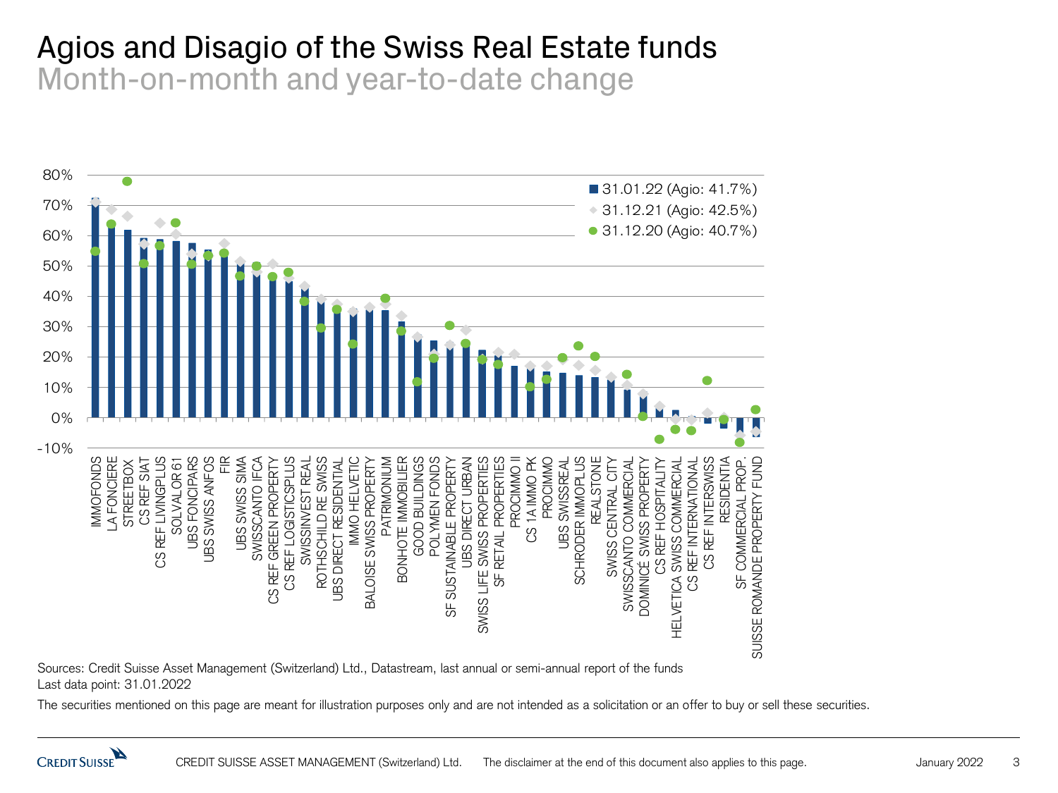# Agios and Disagio of the Swiss Real Estate funds

## Month-on-month and year-to-date change

Legend:
- 31.01.22 (Agio: 41.7%)
- 31.12.21 (Agio: 42.5%)
- 31.12.20 (Agio: 40.7%)

Y-axis: -10%, 0%, 10%, 20%, 30%, 40%, 50%, 60%, 70%, 80%

Funds: IMMOFONDS, LA FONCIERE, STREETBOX, CS REF SIAT, CS REF LIVINGPLUS, SOLVALOR 61, UBS FONCIPARS, UBS SWISS ANFOS, FIR, UBS SWISS SIMA, SWISSCANTO IFCA, CS REF GREEN PROPERTY, CS REF LOGISTICSPLUS, SWISSINVEST REAL, ROTHSCHILD RE SWISS, UBS DIRECT RESIDENTIAL, IMMO HELVETIC, BALOISE SWISS PROPERTY, PATRIMONIUM, BONHOTE IMMOBILIER, GOOD BUILDINGS, POLYMEN FONDS, SF SUSTAINABLE PROPERTY, UBS DIRECT URBAN, SWISS LIFE SWISS PROPERTIES, SF RETAIL PROPERTIES, PROCIMMO II, CS 1A IMMO PK, PROCIMMO, UBS SWISSREAL, SCHRODER IMMOPLUS, REALSTONE, SWISS CENTRAL CITY, SWISSCANTO COMMERCIAL, DOMINICÉ SWISS PROPERTY, CS REF HOSPITALITY, HELVETICA SWISS COMMERCIAL, CS REF INTERNATIONAL, CS REF INTERSWISS, RESIDENTIA, SF COMMERCIAL PROP., SUISSE ROMANDE PROPERTY FUND

Sources: Credit Suisse Asset Management (Switzerland) Ltd., Datastream, last annual or semi-annual report of the funds
Last data point: 31.01.2022

The securities mentioned on this page are meant for illustration purposes only and are not intended as a solicitation or an offer to buy or sell these securities.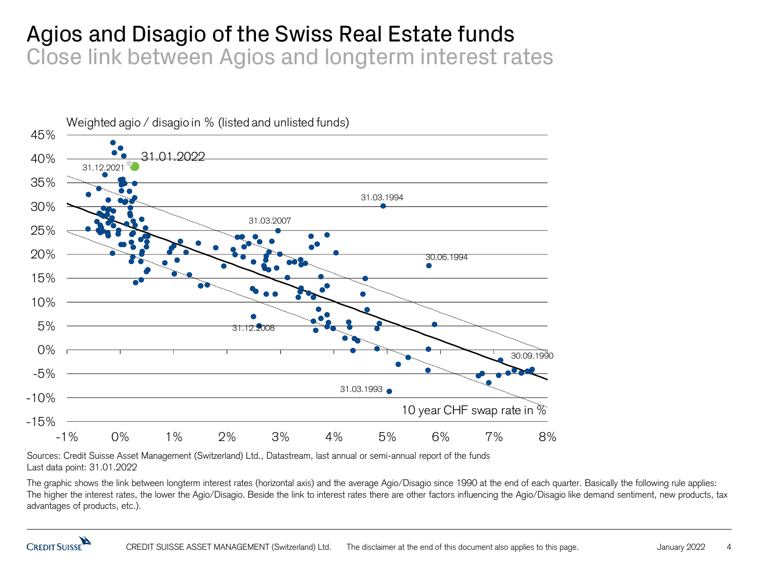# Agios and Disagio of the Swiss Real Estate funds

## Close link between Agios and longterm interest rates

Weighted agio / disagio in % (listed and unlisted funds)

45%
40%
35%
30%
25%
20%
15%
10%
5%
0%
-5%
-10%
-15%

31.01.2022

31.12.2021

31.03.1994

31.03.2007

30.06.1994

31.12.2008

30.09.1990

31.03.1993

10 year CHF swap rate in %

-1% 0% 1% 2% 3% 4% 5% 6% 7% 8%

Sources: Credit Suisse Asset Management (Switzerland) Ltd., Datastream, last annual or semi-annual report of the funds
Last data point: 31.01.2022

The graphic shows the link between longterm interest rates (horizontal axis) and the average Agio/Disagio since 1990 at the end of each quarter. Basically the following rule applies: The higher the interest rates, the lower the Agio/Disagio. Beside the link to interest rates there are other factors influencing the Agio/Disagio like demand sentiment, new products, tax advantages of products, etc.).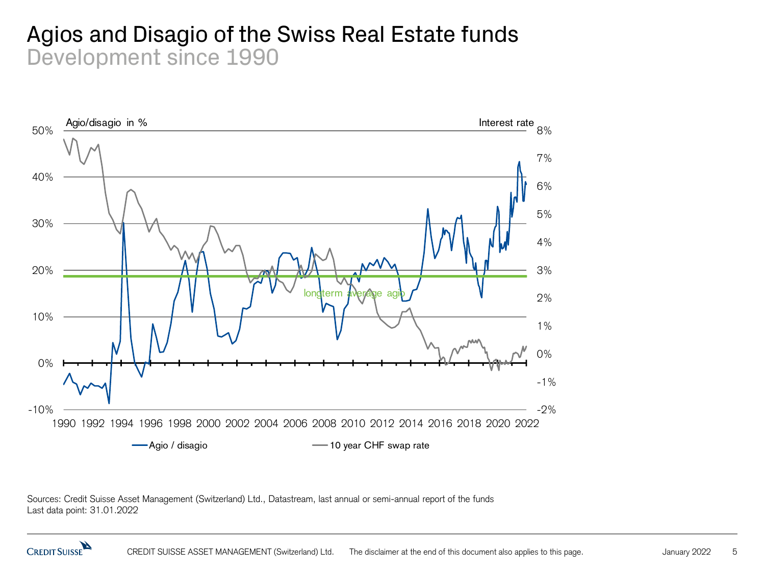# Agios and Disagio of the Swiss Real Estate funds

## Development since 1990

Agio/disagio in %

Interest rate

longterm average agio

Agio / disagio

10 year CHF swap rate

Sources: Credit Suisse Asset Management (Switzerland) Ltd., Datastream, last annual or semi-annual report of the funds
Last data point: 31.01.2022

CREDIT SUISSE ASSET MANAGEMENT (Switzerland) Ltd. The disclaimer at the end of this document also applies to this page.

January 2022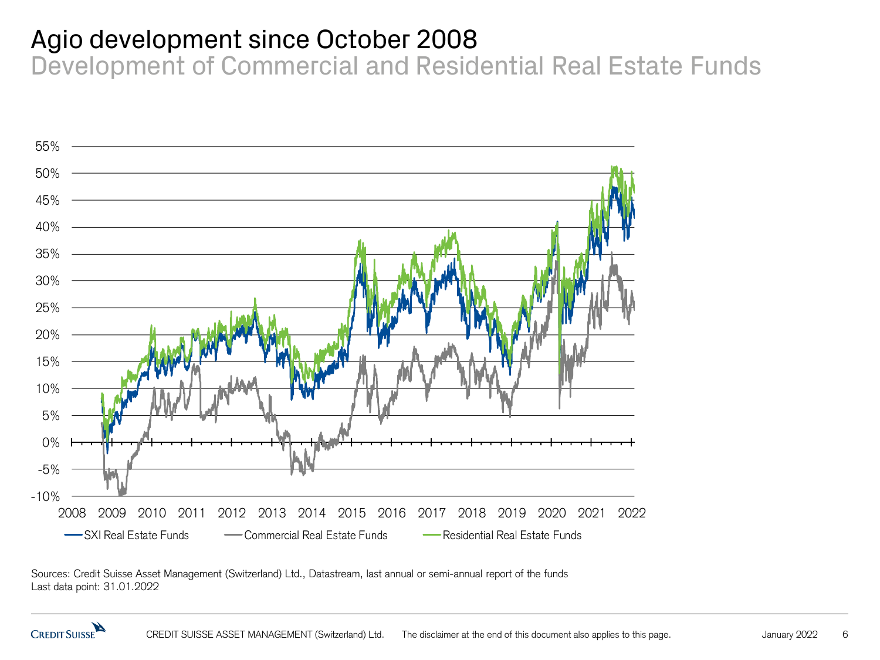# Agio development since October 2008

## Development of Commercial and Residential Real Estate Funds

55%
50%
45%
40%
35%
30%
25%
20%
15%
10%
5%
0%
-5%
-10%

2008 2009 2010 2011 2012 2013 2014 2015 2016 2017 2018 2019 2020 2021 2022

SXI Real Estate Funds — Commercial Real Estate Funds — Residential Real Estate Funds

Sources: Credit Suisse Asset Management (Switzerland) Ltd., Datastream, last annual or semi-annual report of the funds
Last data point: 31.01.2022

CREDIT SUISSE ASSET MANAGEMENT (Switzerland) Ltd. The disclaimer at the end of this document also applies to this page.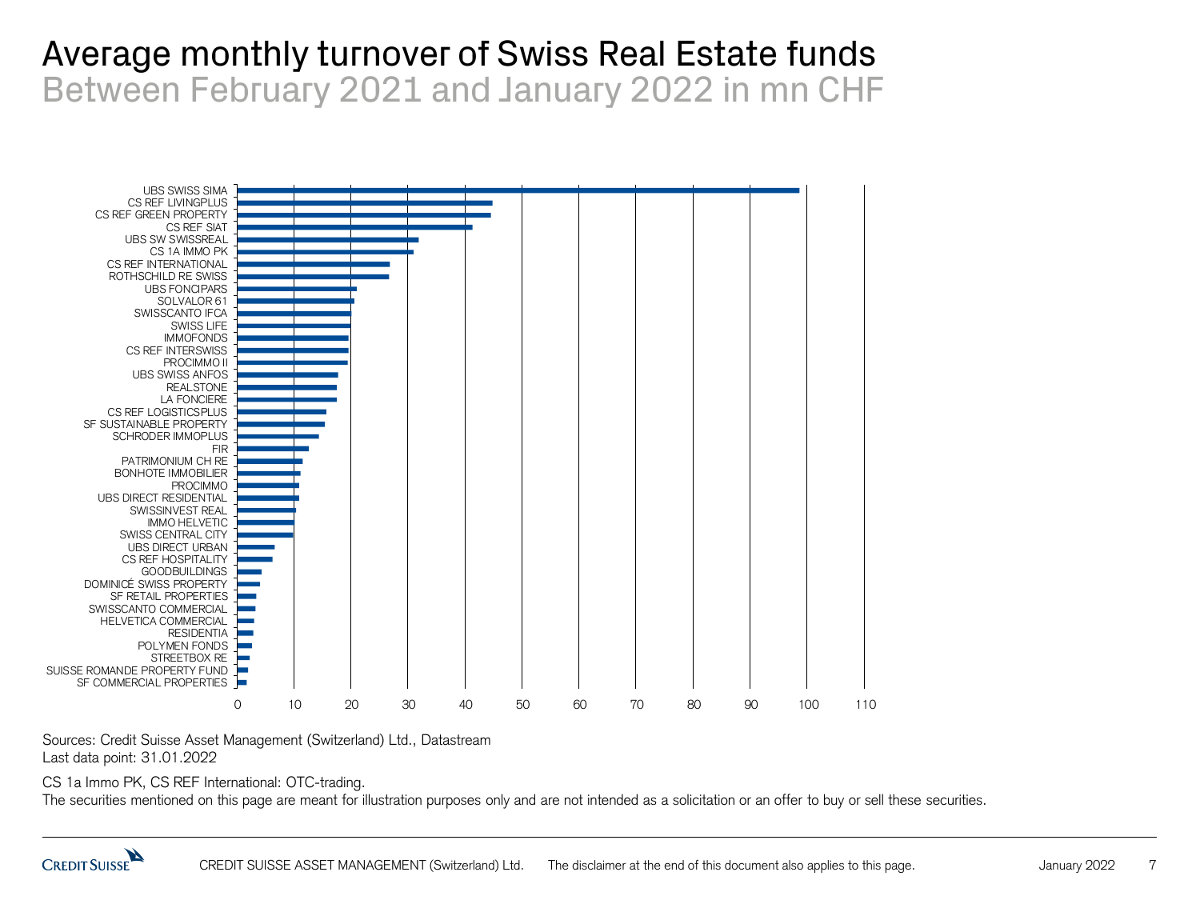# Average monthly turnover of Swiss Real Estate funds

## Between February 2021 and January 2022 in mn CHF

| Fund | Average monthly turnover (mn CHF, approx.) |
|---|---|
| UBS SWISS SIMA | 99 |
| CS REF LIVINGPLUS | 45 |
| CS REF GREEN PROPERTY | 44.5 |
| CS REF SIAT | 41 |
| UBS SW SWISSREAL | 32 |
| CS 1A IMMO PK | 31 |
| CS REF INTERNATIONAL | 27 |
| ROTHSCHILD RE SWISS | 26.5 |
| UBS FONCIPARS | 21 |
| SOLVALOR 61 | 20.5 |
| SWISSCANTO IFCA | 20 |
| SWISS LIFE | 20 |
| IMMOFONDS | 19.5 |
| CS REF INTERSWISS | 19.5 |
| PROCIMMO II | 19.5 |
| UBS SWISS ANFOS | 17.5 |
| REALSTONE | 17.5 |
| LA FONCIERE | 17.5 |
| CS REF LOGISTICSPLUS | 15.5 |
| SF SUSTAINABLE PROPERTY | 15.5 |
| SCHRODER IMMOPLUS | 14.5 |
| FIR | 12.5 |
| PATRIMONIUM CH RE | 11.5 |
| BONHOTE IMMOBILIER | 11 |
| PROCIMMO | 11 |
| UBS DIRECT RESIDENTIAL | 11 |
| SWISSINVEST REAL | 10 |
| IMMO HELVETIC | 10 |
| SWISS CENTRAL CITY | 10 |
| UBS DIRECT URBAN | 6.5 |
| CS REF HOSPITALITY | 6 |
| GOODBUILDINGS | 4 |
| DOMINICÉ SWISS PROPERTY | 4 |
| SF RETAIL PROPERTIES | 3 |
| SWISSCANTO COMMERCIAL | 3 |
| HELVETICA COMMERCIAL | 3 |
| RESIDENTIA | 2.5 |
| POLYMEN FONDS | 2.5 |
| STREETBOX RE | 2 |
| SUISSE ROMANDE PROPERTY FUND | 2 |
| SF COMMERCIAL PROPERTIES | 1.5 |

Sources: Credit Suisse Asset Management (Switzerland) Ltd., Datastream
Last data point: 31.01.2022

CS 1a Immo PK, CS REF International: OTC-trading.
The securities mentioned on this page are meant for illustration purposes only and are not intended as a solicitation or an offer to buy or sell these securities.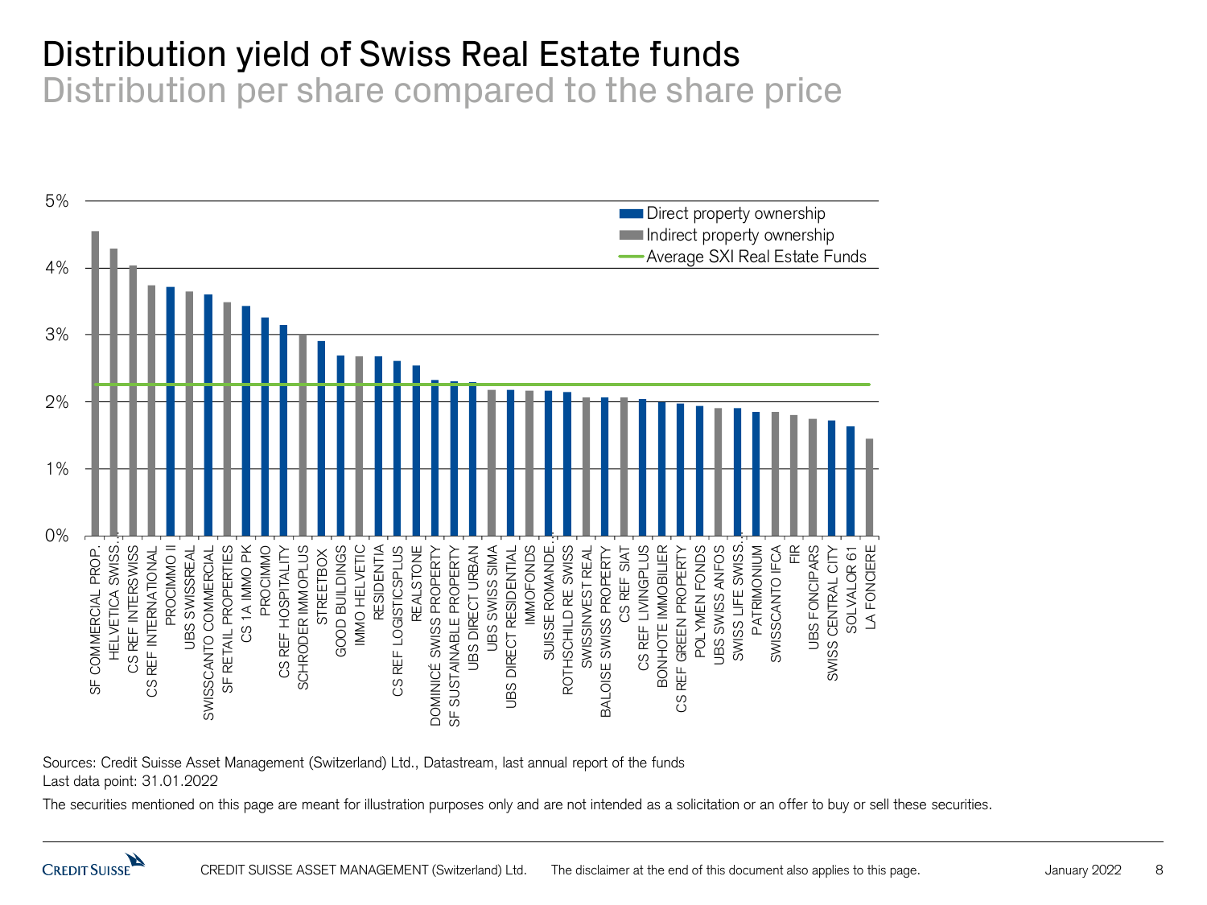# Distribution yield of Swiss Real Estate funds

## Distribution per share compared to the share price

| Fund | Type | Distribution yield (approx.) |
|---|---|---|
| SF COMMERCIAL PROP. | Indirect property ownership | 4.55% |
| HELVETICA SWISS... | Indirect property ownership | 4.3% |
| CS REF INTERSWISS | Indirect property ownership | 4.05% |
| CS REF INTERNATIONAL | Indirect property ownership | 3.75% |
| PROCIMMO II | Direct property ownership | 3.7% |
| UBS SWISSREAL | Indirect property ownership | 3.65% |
| SWISSCANTO COMMERCIAL | Direct property ownership | 3.6% |
| SF RETAIL PROPERTIES | Indirect property ownership | 3.5% |
| CS 1A IMMO PK | Direct property ownership | 3.45% |
| PROCIMMO | Direct property ownership | 3.25% |
| CS REF HOSPITALITY | Direct property ownership | 3.15% |
| SCHRODER IMMOPLUS | Indirect property ownership | 3.0% |
| STREETBOX | Direct property ownership | 2.9% |
| GOOD BUILDINGS | Direct property ownership | 2.7% |
| IMMO HELVETIC | Indirect property ownership | 2.7% |
| RESIDENTIA | Direct property ownership | 2.7% |
| CS REF LOGISTICSPLUS | Direct property ownership | 2.6% |
| REALSTONE | Direct property ownership | 2.55% |
| DOMINICÉ SWISS PROPERTY | Direct property ownership | 2.3% |
| SF SUSTAINABLE PROPERTY | Direct property ownership | 2.3% |
| UBS DIRECT URBAN | Direct property ownership | 2.3% |
| UBS SWISS SIMA | Indirect property ownership | 2.2% |
| UBS DIRECT RESIDENTIAL | Direct property ownership | 2.2% |
| IMMOFONDS | Indirect property ownership | 2.15% |
| SUISSE ROMANDE... | Direct property ownership | 2.15% |
| ROTHSCHILD RE SWISS | Direct property ownership | 2.15% |
| SWISSINVEST REAL | Indirect property ownership | 2.05% |
| BALOISE SWISS PROPERTY | Direct property ownership | 2.05% |
| CS REF SIAT | Indirect property ownership | 2.05% |
| CS REF LIVINGPLUS | Direct property ownership | 2.05% |
| BONHOTE IMMOBILIER | Direct property ownership | 2.0% |
| CS REF GREEN PROPERTY | Direct property ownership | 2.0% |
| POLYMEN FONDS | Direct property ownership | 1.95% |
| UBS SWISS ANFOS | Indirect property ownership | 1.9% |
| SWISS LIFE SWISS... | Direct property ownership | 1.9% |
| PATRIMONIUM | Direct property ownership | 1.85% |
| SWISSCANTO IFCA | Indirect property ownership | 1.85% |
| FIR | Indirect property ownership | 1.8% |
| UBS FONCIPARS | Indirect property ownership | 1.75% |
| SWISS CENTRAL CITY | Direct property ownership | 1.7% |
| SOLVALOR 61 | Direct property ownership | 1.65% |
| LA FONCIERE | Indirect property ownership | 1.45% |

Average SXI Real Estate Funds: approx. 2.25%

Sources: Credit Suisse Asset Management (Switzerland) Ltd., Datastream, last annual report of the funds
Last data point: 31.01.2022

The securities mentioned on this page are meant for illustration purposes only and are not intended as a solicitation or an offer to buy or sell these securities.

CREDIT SUISSE ASSET MANAGEMENT (Switzerland) Ltd. The disclaimer at the end of this document also applies to this page.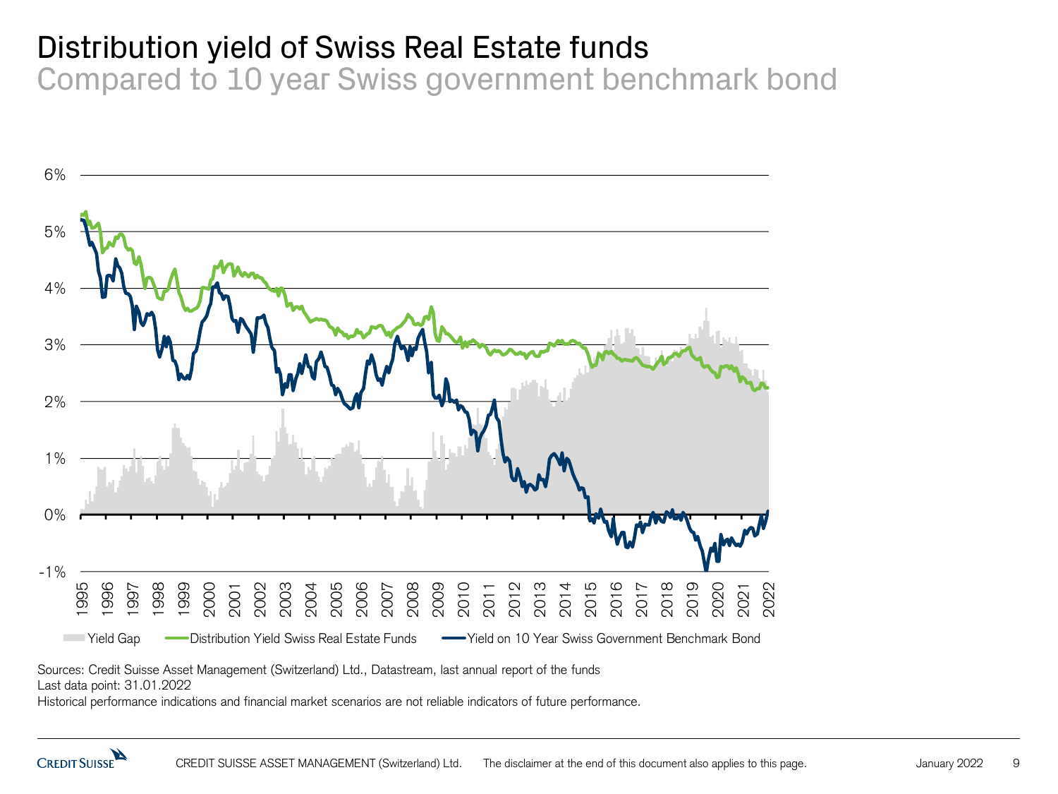# Distribution yield of Swiss Real Estate funds

## Compared to 10 year Swiss government benchmark bond

6%
5%
4%
3%
2%
1%
0%
-1%

1995 1996 1997 1998 1999 2000 2001 2002 2003 2004 2005 2006 2007 2008 2009 2010 2011 2012 2013 2014 2015 2016 2017 2018 2019 2020 2021 2022

Yield Gap — Distribution Yield Swiss Real Estate Funds — Yield on 10 Year Swiss Government Benchmark Bond

Sources: Credit Suisse Asset Management (Switzerland) Ltd., Datastream, last annual report of the funds
Last data point: 31.01.2022
Historical performance indications and financial market scenarios are not reliable indicators of future performance.

CREDIT SUISSE ASSET MANAGEMENT (Switzerland) Ltd. The disclaimer at the end of this document also applies to this page.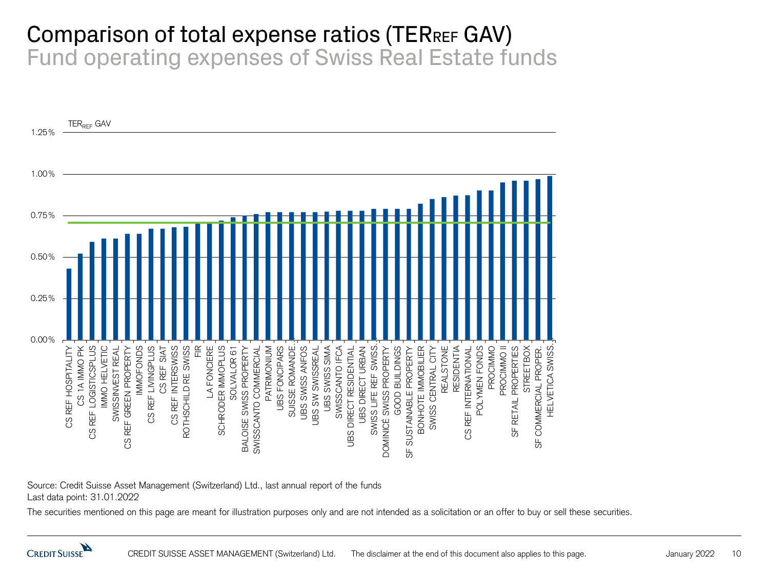# Comparison of total expense ratios ($TER_{REF}$ GAV)

## Fund operating expenses of Swiss Real Estate funds

$TER_{REF}$ GAV

| Fund | $TER_{REF}$ GAV (approx.) |
|---|---|
| CS REF HOSPITALITY | 0.43% |
| CS 1A IMMO PK | 0.52% |
| CS REF LOGISTICSPLUS | 0.59% |
| IMMO HELVETIC | 0.61% |
| SWISSINVEST REAL | 0.61% |
| CS REF GREEN PROPERTY | 0.64% |
| IMMOFONDS | 0.64% |
| CS REF LIVINGPLUS | 0.67% |
| CS REF SIAT | 0.67% |
| CS REF INTERSWISS | 0.68% |
| ROTHSCHILD RE SWISS | 0.68% |
| FIR | 0.70% |
| LA FONCIERE | 0.70% |
| SCHRODER IMMOPLUS | 0.72% |
| SOLVALOR 61 | 0.74% |
| BALOISE SWISS PROPERTY | 0.75% |
| SWISSCANTO COMMERCIAL | 0.76% |
| PATRIMONIUM | 0.77% |
| UBS FONCIPARS | 0.77% |
| SUISSE ROMANDE... | 0.77% |
| UBS SWISS ANFOS | 0.77% |
| UBS SW SWISSREAL | 0.77% |
| UBS SWISS SIMA | 0.775% |
| SWISSCANTO IFCA | 0.78% |
| UBS DIRECT RESIDENTIAL | 0.78% |
| UBS DIRECT URBAN | 0.78% |
| SWISS LIFE REF SWISS... | 0.79% |
| DOMINICÉ SWISS PROPERTY | 0.79% |
| GOOD BUILDINGS | 0.79% |
| SF SUSTAINABLE PROPERTY | 0.79% |
| BONHOTE IMMOBILIER | 0.82% |
| SWISS CENTRAL CITY | 0.85% |
| REALSTONE | 0.86% |
| RESIDENTIA | 0.87% |
| CS REF INTERNATIONAL | 0.87% |
| POLYMEN FONDS | 0.90% |
| PROCIMMO | 0.90% |
| PROCIMMO II | 0.95% |
| SF RETAIL PROPERTIES | 0.96% |
| STREETBOX | 0.96% |
| SF COMMERCIAL PROPER. | 0.97% |
| HELVETICA SWISS... | 0.99% |

Source: Credit Suisse Asset Management (Switzerland) Ltd., last annual report of the funds
Last data point: 31.01.2022

The securities mentioned on this page are meant for illustration purposes only and are not intended as a solicitation or an offer to buy or sell these securities.

The disclaimer at the end of this document also applies to this page.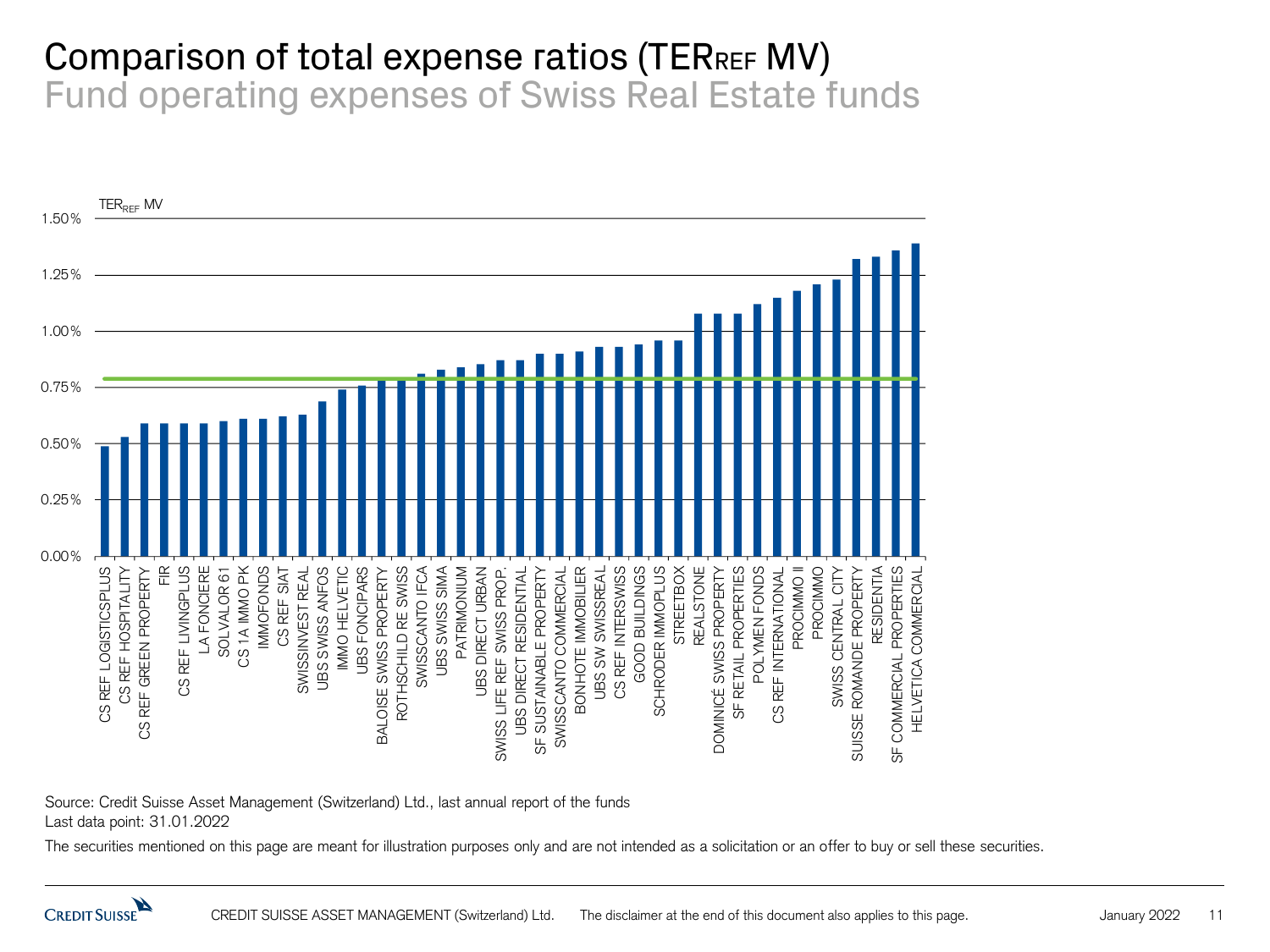# Comparison of total expense ratios ($TER_{REF}$ MV)

## Fund operating expenses of Swiss Real Estate funds

$TER_{REF}$ MV

| Fund | $TER_{REF}$ MV (approx.) |
|---|---|
| CS REF LOGISTICSPLUS | 0.49% |
| CS REF HOSPITALITY | 0.53% |
| CS REF GREEN PROPERTY | 0.59% |
| FIR | 0.59% |
| CS REF LIVINGPLUS | 0.59% |
| LA FONCIERE | 0.59% |
| SOLVALOR 61 | 0.60% |
| CS 1A IMMO PK | 0.61% |
| IMMOFONDS | 0.61% |
| CS REF SIAT | 0.62% |
| SWISSINVEST REAL | 0.63% |
| UBS SWISS ANFOS | 0.69% |
| IMMO HELVETIC | 0.74% |
| UBS FONCIPARS | 0.76% |
| BALOISE SWISS PROPERTY | 0.78% |
| ROTHSCHILD RE SWISS | 0.78% |
| SWISSCANTO IFCA | 0.81% |
| UBS SWISS SIMA | 0.83% |
| PATRIMONIUM | 0.84% |
| UBS DIRECT URBAN | 0.85% |
| SWISS LIFE REF SWISS PROP. | 0.87% |
| UBS DIRECT RESIDENTIAL | 0.87% |
| SF SUSTAINABLE PROPERTY | 0.90% |
| SWISSCANTO COMMERCIAL | 0.90% |
| BONHOTE IMMOBILIER | 0.91% |
| UBS SW SWISSREAL | 0.93% |
| CS REF INTERSWISS | 0.93% |
| GOOD BUILDINGS | 0.94% |
| SCHRODER IMMOPLUS | 0.96% |
| STREETBOX | 0.96% |
| REALSTONE | 1.08% |
| DOMINICÉ SWISS PROPERTY | 1.08% |
| SF RETAIL PROPERTIES | 1.08% |
| POLYMEN FONDS | 1.12% |
| CS REF INTERNATIONAL | 1.15% |
| PROCIMMO II | 1.18% |
| PROCIMMO | 1.21% |
| SWISS CENTRAL CITY | 1.23% |
| SUISSE ROMANDE PROPERTY | 1.32% |
| RESIDENTIA | 1.33% |
| SF COMMERCIAL PROPERTIES | 1.36% |
| HELVETICA COMMERCIAL | 1.39% |

Average line (green): approx. 0.79%

Source: Credit Suisse Asset Management (Switzerland) Ltd., last annual report of the funds
Last data point: 31.01.2022

The securities mentioned on this page are meant for illustration purposes only and are not intended as a solicitation or an offer to buy or sell these securities.

CREDIT SUISSE ASSET MANAGEMENT (Switzerland) Ltd. The disclaimer at the end of this document also applies to this page.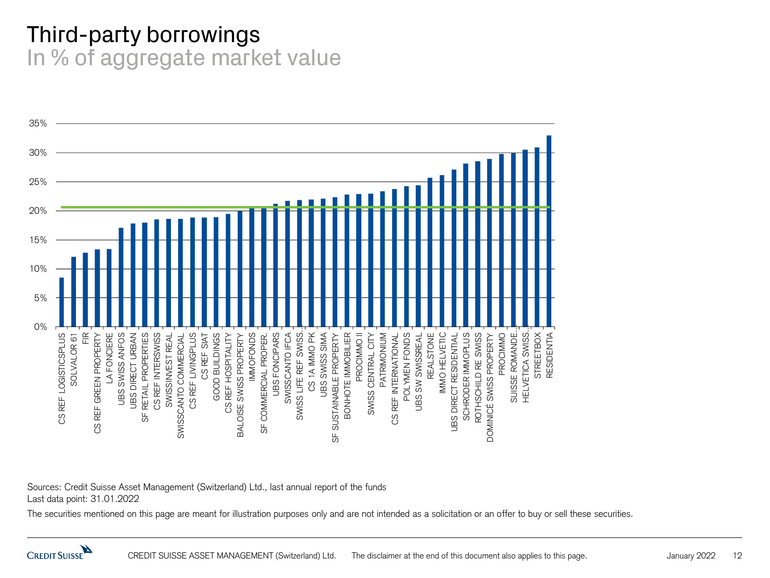# Third-party borrowings

## In % of aggregate market value

| Fund | Third-party borrowings (approx.) |
|---|---|
| CS REF LOGISTICSPLUS | 8.5% |
| SOLVALOR 61 | 12.1% |
| FIR | 12.8% |
| CS REF GREEN PROPERTY | 13.4% |
| LA FONCIERE | 13.5% |
| UBS SWISS ANFOS | 17.1% |
| UBS DIRECT URBAN | 17.8% |
| SF RETAIL PROPERTIES | 18.0% |
| CS REF INTERSWISS | 18.5% |
| SWISSINVEST REAL | 18.6% |
| SWISSCANTO COMMERCIAL | 18.6% |
| CS REF LIVINGPLUS | 18.9% |
| CS REF SIAT | 18.9% |
| GOOD BUILDINGS | 19.0% |
| CS REF HOSPITALITY | 19.5% |
| BALOISE SWISS PROPERTY | 20.0% |
| IMMOFONDS | 20.5% |
| SF COMMERCIAL PROPER. | 20.6% |
| UBS FONCIPARS | 21.2% |
| SWISSCANTO IFCA | 21.7% |
| SWISS LIFE REF SWISS... | 21.8% |
| CS 1A IMMO PK | 21.9% |
| UBS SWISS SIMA | 22.1% |
| SF SUSTAINABLE PROPERTY | 22.3% |
| BONHOTE IMMOBILIER | 22.8% |
| PROCIMMO II | 22.9% |
| SWISS CENTRAL CITY | 23.0% |
| PATRIMONIUM | 23.4% |
| CS REF INTERNATIONAL | 23.8% |
| POLYMEN FONDS | 24.3% |
| UBS SW SWISSREAL | 24.4% |
| REALSTONE | 25.7% |
| IMMO HELVETIC | 26.2% |
| UBS DIRECT RESIDENTIAL | 27.1% |
| SCHRODER IMMOPLUS | 28.1% |
| ROTHSCHILD RE SWISS | 28.5% |
| DOMINICÉ SWISS PROPERTY | 28.9% |
| PROCIMMO | 29.8% |
| SUISSE ROMANDE... | 30.0% |
| HELVETICA SWISS... | 30.6% |
| STREETBOX | 30.9% |
| RESIDENTIA | 33.0% |

Sources: Credit Suisse Asset Management (Switzerland) Ltd., last annual report of the funds
Last data point: 31.01.2022

The securities mentioned on this page are meant for illustration purposes only and are not intended as a solicitation or an offer to buy or sell these securities.

CREDIT SUISSE ASSET MANAGEMENT (Switzerland) Ltd. The disclaimer at the end of this document also applies to this page.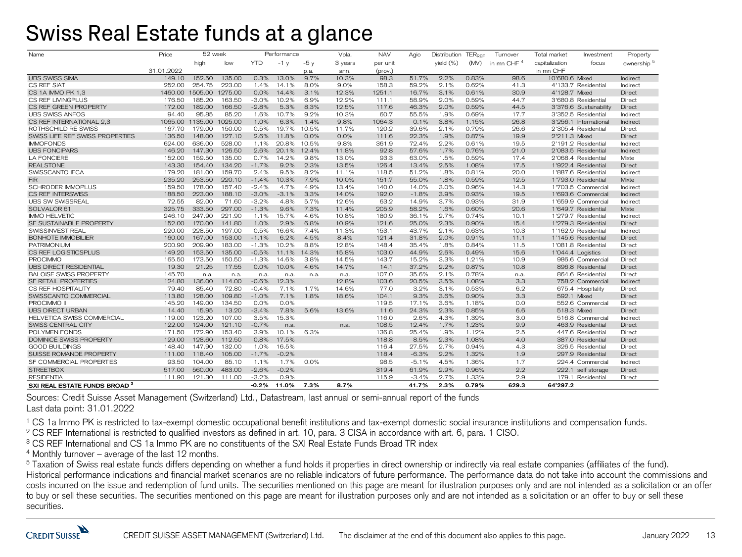# Swiss Real Estate funds at a glance

| Name | Price | 52 week | | Performance | | | Vola. | NAV | Agio | Distribution | $TER_{REF}$ | Turnover | Total market | Investment | Property |
|---|---|---|---|---|---|---|---|---|---|---|---|---|---|---|---|
| | | high | low | YTD | -1 y | -5 y | 3 years | per unit | | yield (%) | (MV) | in mn CHF [4] | capitalization | focus | ownership [5] |
| | 31.01.2022 | | | | | p.a. | ann. | (prov.) | | | | | in mn CHF | | |
| UBS SWISS SIMA | 149.10 | 152.50 | 135.00 | 0.3% | 13.0% | 9.7% | 10.3% | 98.3 | 51.7% | 2.2% | 0.83% | 98.6 | 10'680.6 | Mixed | Indirect |
| CS REF SIAT | 252.00 | 254.75 | 223.00 | 1.4% | 14.1% | 8.0% | 9.0% | 158.3 | 59.2% | 2.1% | 0.62% | 41.3 | 4'133.7 | Residential | Indirect |
| CS 1A IMMO PK 1,3 | 1460.00 | 1505.00 | 1275.00 | 0.0% | 14.4% | 3.1% | 12.3% | 1251.1 | 16.7% | 3.1% | 0.61% | 30.9 | 4'128.7 | Mixed | Direct |
| CS REF LIVINGPLUS | 176.50 | 185.20 | 163.50 | -3.0% | 10.2% | 6.9% | 12.2% | 111.1 | 58.9% | 2.0% | 0.59% | 44.7 | 3'680.8 | Residential | Direct |
| CS REF GREEN PROPERTY | 172.00 | 182.00 | 166.50 | -2.8% | 5.3% | 8.3% | 12.5% | 117.6 | 46.3% | 2.0% | 0.59% | 44.5 | 3'376.6 | Sustainability | Direct |
| UBS SWISS ANFOS | 94.40 | 95.85 | 85.20 | 1.6% | 10.7% | 9.2% | 10.3% | 60.7 | 55.5% | 1.9% | 0.69% | 17.7 | 3'352.5 | Residential | Indirect |
| CS REF INTERNATIONAL 2,3 | 1065.00 | 1135.00 | 1025.00 | 1.0% | 6.3% | 1.4% | 9.8% | 1064.3 | 0.1% | 3.8% | 1.15% | 26.8 | 3'256.1 | International | Indirect |
| ROTHSCHILD RE SWISS | 167.70 | 179.00 | 150.00 | 0.5% | 19.7% | 10.5% | 11.7% | 120.2 | 39.6% | 2.1% | 0.79% | 26.6 | 2'305.4 | Residential | Direct |
| SWISS LIFE REF SWISS PROPERTIES | 136.50 | 148.00 | 127.10 | 2.6% | 11.8% | 0.0% | 0.0% | 111.6 | 22.3% | 1.9% | 0.87% | 19.9 | 2'211.3 | Mixed | Direct |
| IMMOFONDS | 624.00 | 636.00 | 528.00 | 1.1% | 20.8% | 10.5% | 9.8% | 361.9 | 72.4% | 2.2% | 0.61% | 19.5 | 2'191.2 | Residential | Indirect |
| UBS FONCIPARS | 146.20 | 147.30 | 126.50 | 2.6% | 20.1% | 12.4% | 11.8% | 92.8 | 57.6% | 1.7% | 0.76% | 21.0 | 2'083.5 | Residential | Indirect |
| LA FONCIERE | 152.00 | 159.50 | 135.00 | 0.7% | 14.2% | 9.8% | 13.0% | 93.3 | 63.0% | 1.5% | 0.59% | 17.4 | 2'068.4 | Residential | Mixte |
| REALSTONE | 143.30 | 154.40 | 134.20 | -1.7% | 9.2% | 2.3% | 13.5% | 126.4 | 13.4% | 2.5% | 1.08% | 17.5 | 1'922.4 | Residential | Direct |
| SWISSCANTO IFCA | 179.20 | 181.00 | 159.70 | 2.4% | 9.5% | 8.2% | 11.1% | 118.5 | 51.2% | 1.8% | 0.81% | 20.0 | 1'887.6 | Residential | Indirect |
| FIR | 235.20 | 253.50 | 220.10 | -1.4% | 10.3% | 7.9% | 10.0% | 151.7 | 55.0% | 1.8% | 0.59% | 12.5 | 1'793.0 | Residential | Mixte |
| SCHRODER IMMOPLUS | 159.50 | 178.00 | 157.40 | -2.4% | 4.7% | 4.9% | 13.4% | 140.0 | 14.0% | 3.0% | 0.96% | 14.3 | 1'703.5 | Commercial | Indirect |
| CS REF INTERSWISS | 188.50 | 223.00 | 188.10 | -3.0% | -3.1% | 3.3% | 14.0% | 192.0 | -1.8% | 3.9% | 0.93% | 19.5 | 1'693.6 | Commercial | Indirect |
| UBS SW SWISSREAL | 72.55 | 82.00 | 71.60 | -3.2% | 4.8% | 5.7% | 12.6% | 63.2 | 14.9% | 3.7% | 0.93% | 31.9 | 1'659.9 | Commercial | Indirect |
| SOLVALOR 61 | 325.75 | 333.50 | 297.00 | -1.3% | 9.6% | 7.3% | 11.4% | 205.9 | 58.2% | 1.6% | 0.60% | 20.6 | 1'649.7 | Residential | Mixte |
| IMMO HELVETIC | 246.10 | 247.90 | 221.90 | 1.1% | 15.7% | 4.6% | 10.8% | 180.9 | 36.1% | 2.7% | 0.74% | 10.1 | 1'279.7 | Residential | Indirect |
| SF SUSTAINABLE PROPERTY | 152.00 | 170.00 | 141.80 | 1.0% | 2.9% | 6.8% | 10.9% | 121.6 | 25.0% | 2.3% | 0.90% | 15.4 | 1'279.3 | Residential | Direct |
| SWISSINVEST REAL | 220.00 | 228.50 | 197.00 | 0.5% | 16.6% | 7.4% | 11.3% | 153.1 | 43.7% | 2.1% | 0.63% | 10.3 | 1'162.9 | Residential | Indirect |
| BONHOTE IMMOBILIER | 160.00 | 167.00 | 153.00 | -1.1% | 6.2% | 4.5% | 8.4% | 121.4 | 31.8% | 2.0% | 0.91% | 11.1 | 1'145.6 | Residential | Direct |
| PATRIMONIUM | 200.90 | 209.90 | 183.00 | -1.3% | 10.2% | 8.8% | 12.8% | 148.4 | 35.4% | 1.8% | 0.84% | 11.5 | 1'081.8 | Residential | Direct |
| CS REF LOGISTICSPLUS | 149.20 | 153.50 | 135.00 | -0.5% | 11.1% | 14.3% | 15.8% | 103.0 | 44.9% | 2.6% | 0.49% | 15.6 | 1'044.4 | Logistics | Direct |
| PROCIMMO | 165.50 | 173.50 | 150.50 | -1.3% | 14.6% | 3.8% | 14.5% | 143.7 | 15.2% | 3.3% | 1.21% | 10.9 | 986.6 | Commercial | Direct |
| UBS DIRECT RESIDENTIAL | 19.30 | 21.25 | 17.55 | 0.0% | 10.0% | 4.6% | 14.7% | 14.1 | 37.2% | 2.2% | 0.87% | 10.8 | 896.8 | Residential | Direct |
| BALOISE SWISS PROPERTY | 145.70 | n.a. | n.a. | n.a. | n.a. | n.a. | n.a. | 107.0 | 35.6% | 2.1% | 0.78% | n.a. | 864.6 | Residential | Direct |
| SF RETAIL PROPERTIES | 124.80 | 136.00 | 114.00 | -0.6% | 12.3% | | 12.8% | 103.6 | 20.5% | 3.5% | 1.08% | 3.3 | 758.2 | Commercial | Indirect |
| CS REF HOSPITALITY | 79.40 | 85.40 | 72.80 | -0.4% | 7.1% | 1.7% | 14.6% | 77.0 | 3.2% | 3.1% | 0.53% | 6.2 | 675.4 | Hospitality | Direct |
| SWISSCANTO COMMERCIAL | 113.80 | 128.00 | 109.80 | -1.0% | 7.1% | 1.8% | 18.6% | 104.1 | 9.3% | 3.6% | 0.90% | 3.3 | 592.1 | Mixed | Direct |
| PROCIMMO II | 145.20 | 149.00 | 134.50 | 0.0% | 0.0% | | | 119.5 | 17.1% | 3.6% | 1.18% | 0.0 | 552.6 | Commercial | Direct |
| UBS DIRECT URBAN | 14.40 | 15.95 | 13.20 | -3.4% | 7.8% | 5.6% | 13.6% | 11.6 | 24.3% | 2.3% | 0.85% | 6.6 | 518.3 | Mixed | Direct |
| HELVETICA SWISS COMMERCIAL | 119.00 | 123.20 | 107.00 | 3.5% | 15.3% | | | 116.0 | 2.6% | 4.3% | 1.39% | 3.0 | 516.8 | Commercial | Indirect |
| SWISS CENTRAL CITY | 122.00 | 124.00 | 121.10 | -0.7% | n.a. | | n.a. | 108.5 | 12.4% | 1.7% | 1.23% | 9.9 | 463.9 | Residential | Direct |
| POLYMEN FONDS | 171.50 | 172.90 | 153.40 | 3.9% | 10.1% | 6.3% | | 136.8 | 25.4% | 1.9% | 1.12% | 2.5 | 447.6 | Residential | Direct |
| DOMINICÉ SWISS PROPERTY | 129.00 | 128.60 | 112.50 | 0.8% | 17.5% | | | 118.8 | 8.5% | 2.3% | 1.08% | 4.0 | 387.0 | Residential | Direct |
| GOOD BUILDINGS | 148.40 | 147.90 | 132.00 | 1.0% | 16.5% | | | 116.4 | 27.5% | 2.7% | 0.94% | 4.3 | 326.5 | Residential | Direct |
| SUISSE ROMANDE PROPERTY | 111.00 | 118.40 | 105.00 | -1.7% | -0.2% | | | 118.4 | -6.3% | 2.2% | 1.32% | 1.9 | 297.9 | Residential | Direct |
| SF COMMERCIAL PROPERTIES | 93.50 | 104.00 | 85.10 | 1.1% | 1.7% | 0.0% | | 98.5 | -5.1% | 4.5% | 1.36% | 1.7 | 224.4 | Commercial | Indirect |
| STREETBOX | 517.00 | 560.00 | 483.00 | -2.6% | -0.2% | | | 319.4 | 61.9% | 2.9% | 0.96% | 2.2 | 222.1 | self storage | Direct |
| RESIDENTIA | 111.90 | 121.30 | 111.00 | -3.2% | 0.9% | | | 115.9 | -3.4% | 2.7% | 1.33% | 2.9 | 179.1 | Residential | Direct |
| **SXI REAL ESTATE FUNDS BROAD [3]** | | | | **-0.2%** | **11.0%** | **7.3%** | **8.7%** | | **41.7%** | **2.3%** | **0.79%** | **629.3** | **64'297.2** | | |

Sources: Credit Suisse Asset Management (Switzerland) Ltd., Datastream, last annual or semi-annual report of the funds
Last data point: 31.01.2022

[1] CS 1a Immo PK is restricted to tax-exempt domestic occupational benefit institutions and tax-exempt domestic social insurance institutions and compensation funds.
[2] CS REF International is restricted to qualified investors as defined in art. 10, para. 3 CISA in accordance with art. 6, para. 1 CISO.
[3] CS REF International and CS 1a Immo PK are no constituents of the SXI Real Estate Funds Broad TR index
[4] Monthly turnover – average of the last 12 months.
[5] Taxation of Swiss real estate funds differs depending on whether a fund holds it properties in direct ownership or indirectly via real estate companies (affiliates of the fund).
Historical performance indications and financial market scenarios are no reliable indicators of future performance. The performance data do not take into account the commissions and costs incurred on the issue and redemption of fund units. The securities mentioned on this page are meant for illustration purposes only and are not intended as a solicitation or an offer to buy or sell these securities. The securities mentioned on this page are meant for illustration purposes only and are not intended as a solicitation or an offer to buy or sell these securities.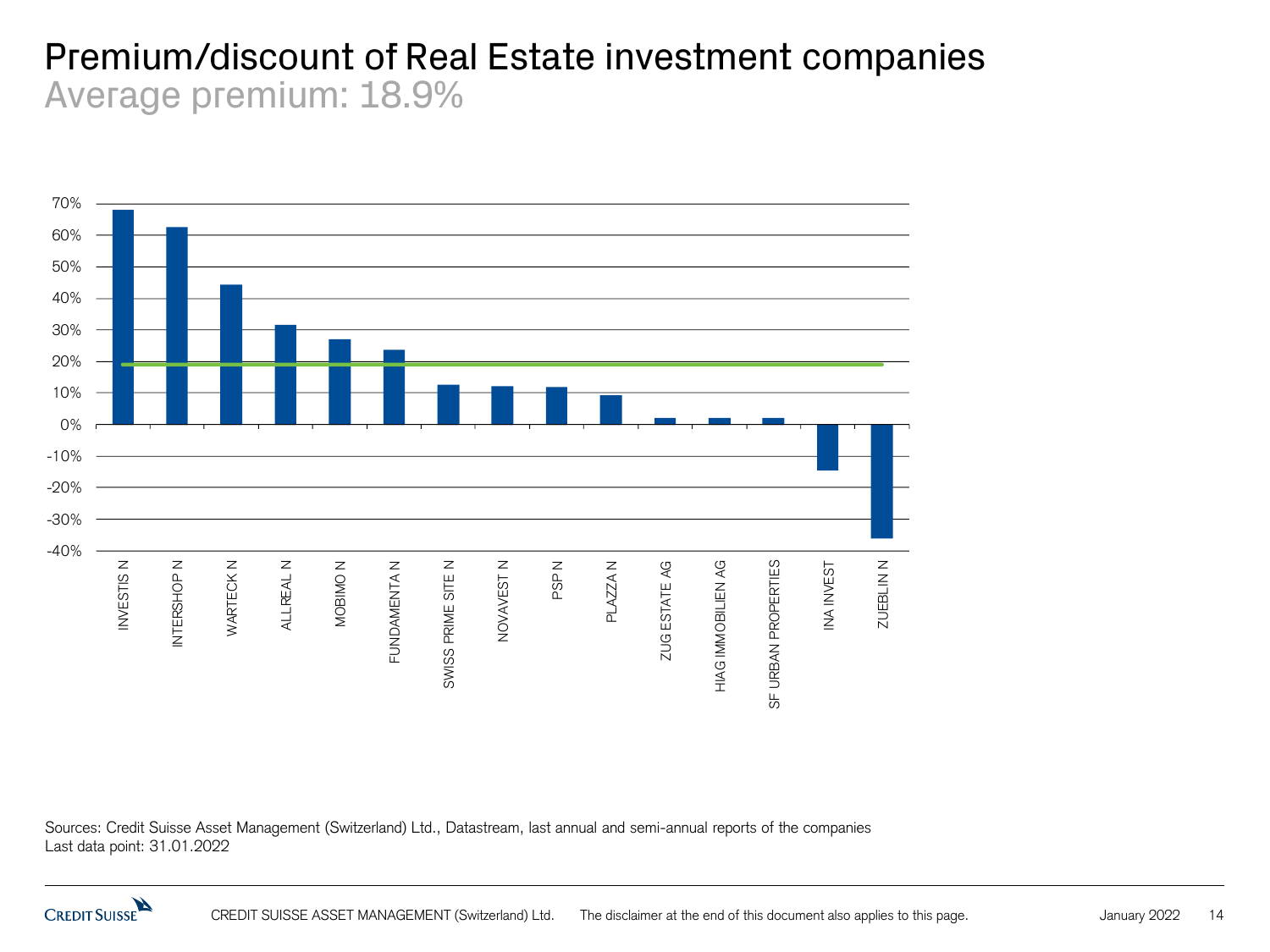# Premium/discount of Real Estate investment companies

## Average premium: 18.9%

70%
60%
50%
40%
30%
20%
10%
0%
-10%
-20%
-30%
-40%

INVESTIS N
INTERSHOP N
WARTECK N
ALLREAL N
MOBIMO N
FUNDAMENTA N
SWISS PRIME SITE N
NOVAVEST N
PSP N
PLAZZA N
ZUG ESTATE AG
HIAG IMMOBILIEN AG
SF URBAN PROPERTIES
INA INVEST
ZUEBLIN N

Sources: Credit Suisse Asset Management (Switzerland) Ltd., Datastream, last annual and semi-annual reports of the companies
Last data point: 31.01.2022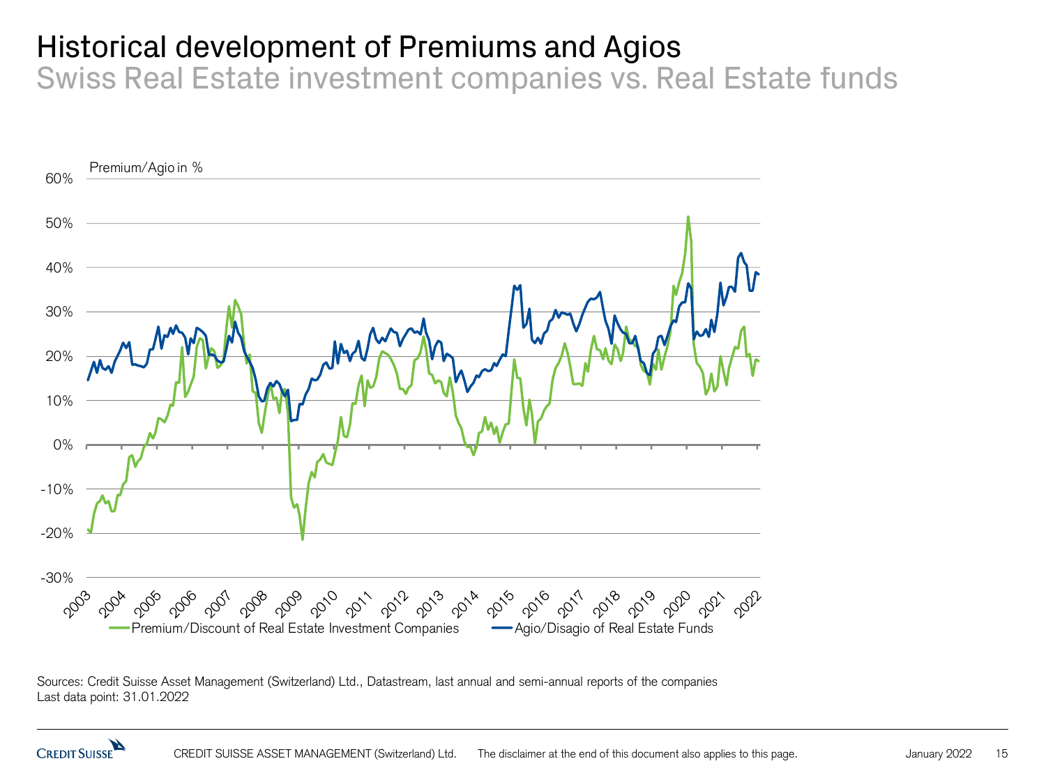# Historical development of Premiums and Agios

## Swiss Real Estate investment companies vs. Real Estate funds

Premium/Agio in %

Premium/Discount of Real Estate Investment Companies — Agio/Disagio of Real Estate Funds

Sources: Credit Suisse Asset Management (Switzerland) Ltd., Datastream, last annual and semi-annual reports of the companies
Last data point: 31.01.2022

CREDIT SUISSE ASSET MANAGEMENT (Switzerland) Ltd. The disclaimer at the end of this document also applies to this page.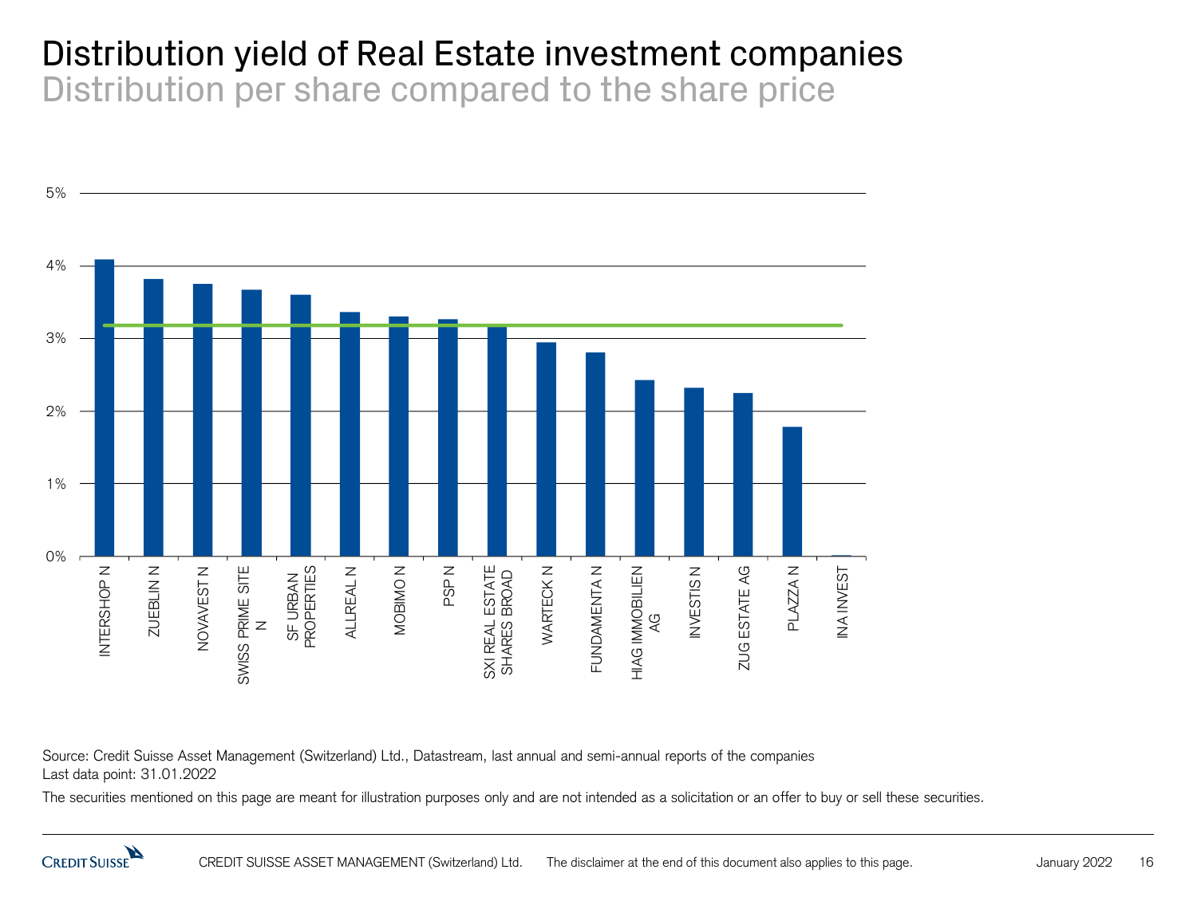# Distribution yield of Real Estate investment companies

## Distribution per share compared to the share price

5%

4%

3%

2%

1%

0%

INTERSHOP N, ZUEBLIN N, NOVAVEST N, SWISS PRIME SITE N, SF URBAN PROPERTIES, ALLREAL N, MOBIMO N, PSP N, SXI REAL ESTATE SHARES BROAD, WARTECK N, FUNDAMENTA N, HIAG IMMOBILIEN AG, INVESTIS N, ZUG ESTATE AG, PLAZZA N, INA INVEST

Source: Credit Suisse Asset Management (Switzerland) Ltd., Datastream, last annual and semi-annual reports of the companies
Last data point: 31.01.2022

The securities mentioned on this page are meant for illustration purposes only and are not intended as a solicitation or an offer to buy or sell these securities.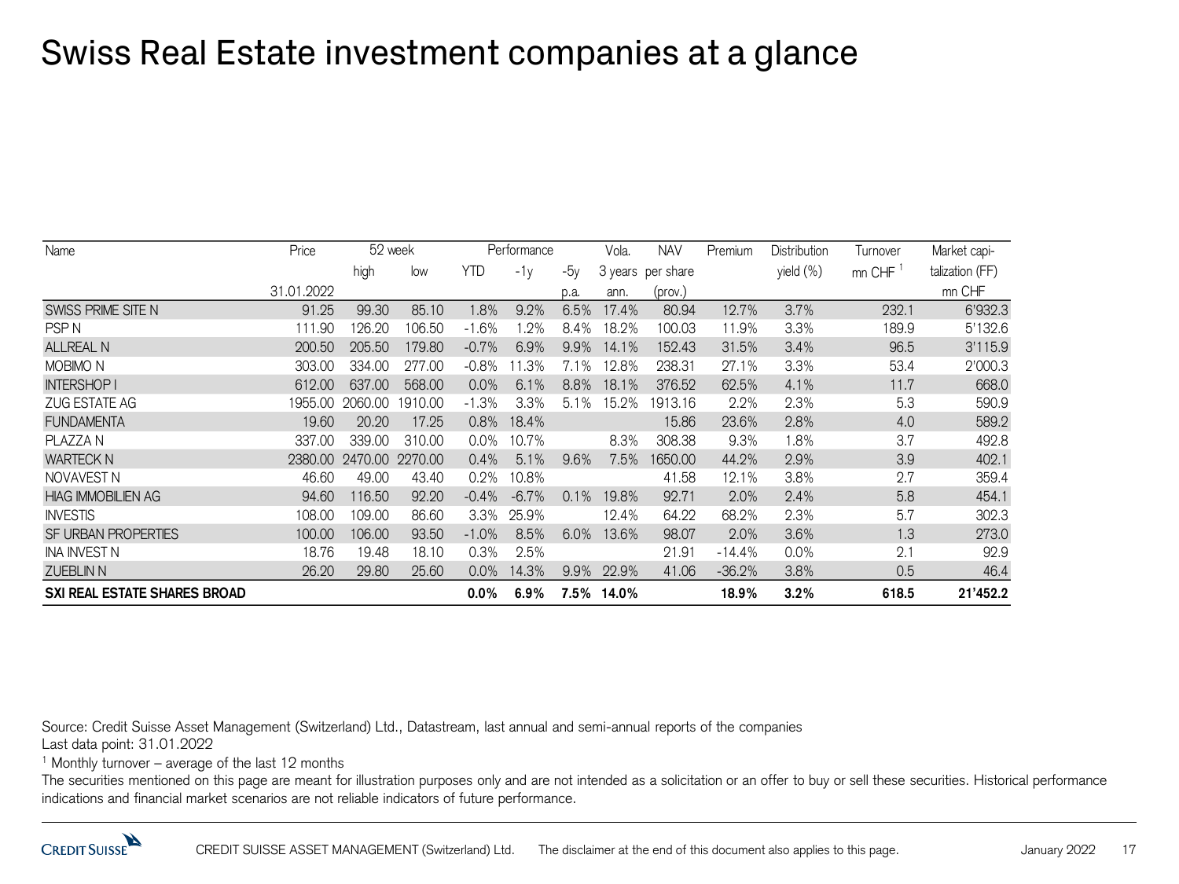# Swiss Real Estate investment companies at a glance

| Name | Price | 52 week | | Performance | | | Vola. | NAV | Premium | Distribution | Turnover | Market capi- |
|---|---|---|---|---|---|---|---|---|---|---|---|---|
| | | high | low | YTD | -1y | -5y | 3 years | per share | | yield (%) | mn CHF [1] | talization (FF) |
| | 31.01.2022 | | | | | p.a. | ann. | (prov.) | | | | mn CHF |
| SWISS PRIME SITE N | 91.25 | 99.30 | 85.10 | 1.8% | 9.2% | 6.5% | 17.4% | 80.94 | 12.7% | 3.7% | 232.1 | 6'932.3 |
| PSP N | 111.90 | 126.20 | 106.50 | -1.6% | 1.2% | 8.4% | 18.2% | 100.03 | 11.9% | 3.3% | 189.9 | 5'132.6 |
| ALLREAL N | 200.50 | 205.50 | 179.80 | -0.7% | 6.9% | 9.9% | 14.1% | 152.43 | 31.5% | 3.4% | 96.5 | 3'115.9 |
| MOBIMO N | 303.00 | 334.00 | 277.00 | -0.8% | 11.3% | 7.1% | 12.8% | 238.31 | 27.1% | 3.3% | 53.4 | 2'000.3 |
| INTERSHOP I | 612.00 | 637.00 | 568.00 | 0.0% | 6.1% | 8.8% | 18.1% | 376.52 | 62.5% | 4.1% | 11.7 | 668.0 |
| ZUG ESTATE AG | 1955.00 | 2060.00 | 1910.00 | -1.3% | 3.3% | 5.1% | 15.2% | 1913.16 | 2.2% | 2.3% | 5.3 | 590.9 |
| FUNDAMENTA | 19.60 | 20.20 | 17.25 | 0.8% | 18.4% | | | 15.86 | 23.6% | 2.8% | 4.0 | 589.2 |
| PLAZZA N | 337.00 | 339.00 | 310.00 | 0.0% | 10.7% | | 8.3% | 308.38 | 9.3% | 1.8% | 3.7 | 492.8 |
| WARTECK N | 2380.00 | 2470.00 | 2270.00 | 0.4% | 5.1% | 9.6% | 7.5% | 1650.00 | 44.2% | 2.9% | 3.9 | 402.1 |
| NOVAVEST N | 46.60 | 49.00 | 43.40 | 0.2% | 10.8% | | | 41.58 | 12.1% | 3.8% | 2.7 | 359.4 |
| HIAG IMMOBILIEN AG | 94.60 | 116.50 | 92.20 | -0.4% | -6.7% | 0.1% | 19.8% | 92.71 | 2.0% | 2.4% | 5.8 | 454.1 |
| INVESTIS | 108.00 | 109.00 | 86.60 | 3.3% | 25.9% | | 12.4% | 64.22 | 68.2% | 2.3% | 5.7 | 302.3 |
| SF URBAN PROPERTIES | 100.00 | 106.00 | 93.50 | -1.0% | 8.5% | 6.0% | 13.6% | 98.07 | 2.0% | 3.6% | 1.3 | 273.0 |
| INA INVEST N | 18.76 | 19.48 | 18.10 | 0.3% | 2.5% | | | 21.91 | -14.4% | 0.0% | 2.1 | 92.9 |
| ZUEBLIN N | 26.20 | 29.80 | 25.60 | 0.0% | 14.3% | 9.9% | 22.9% | 41.06 | -36.2% | 3.8% | 0.5 | 46.4 |
| **SXI REAL ESTATE SHARES BROAD** | | | | **0.0%** | **6.9%** | **7.5%** | **14.0%** | | **18.9%** | **3.2%** | **618.5** | **21'452.2** |

Source: Credit Suisse Asset Management (Switzerland) Ltd., Datastream, last annual and semi-annual reports of the companies
Last data point: 31.01.2022

[1] Monthly turnover – average of the last 12 months

The securities mentioned on this page are meant for illustration purposes only and are not intended as a solicitation or an offer to buy or sell these securities. Historical performance indications and financial market scenarios are not reliable indicators of future performance.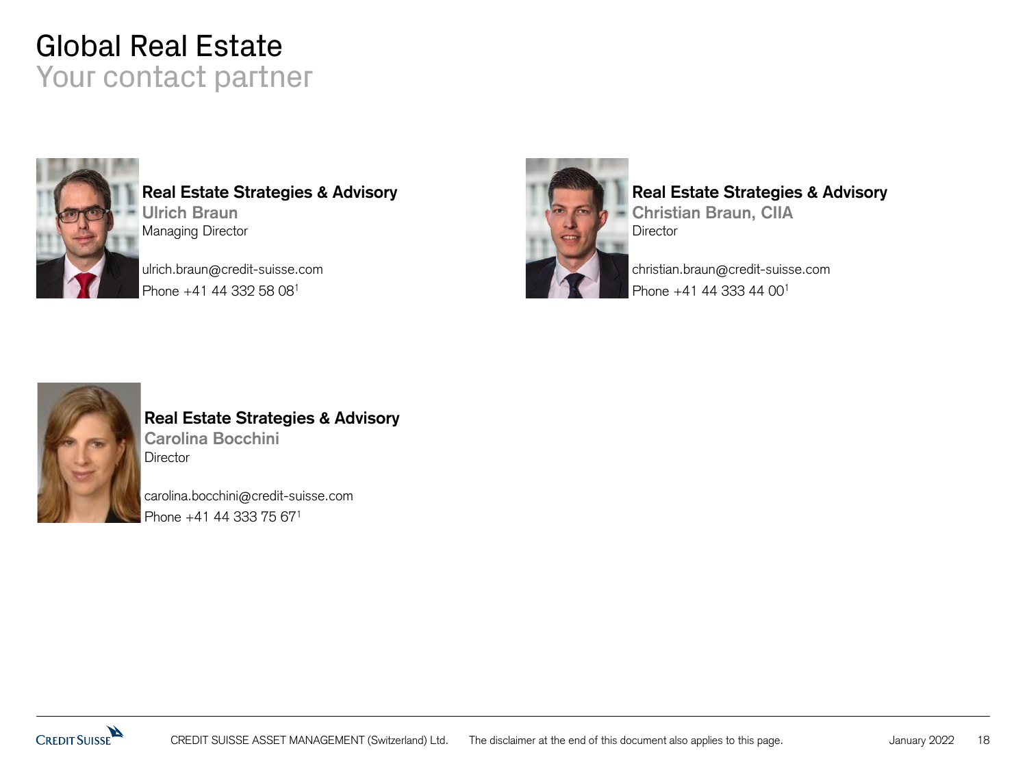# Global Real Estate

## Your contact partner

**Real Estate Strategies & Advisory**
**Ulrich Braun**
Managing Director

ulrich.braun@credit-suisse.com
Phone +41 44 332 58 08[1]

**Real Estate Strategies & Advisory**
**Christian Braun, CIIA**
Director

christian.braun@credit-suisse.com
Phone +41 44 333 44 00[1]

**Real Estate Strategies & Advisory**
**Carolina Bocchini**
Director

carolina.bocchini@credit-suisse.com
Phone +41 44 333 75 67[1]

CREDIT SUISSE ASSET MANAGEMENT (Switzerland) Ltd. The disclaimer at the end of this document also applies to this page.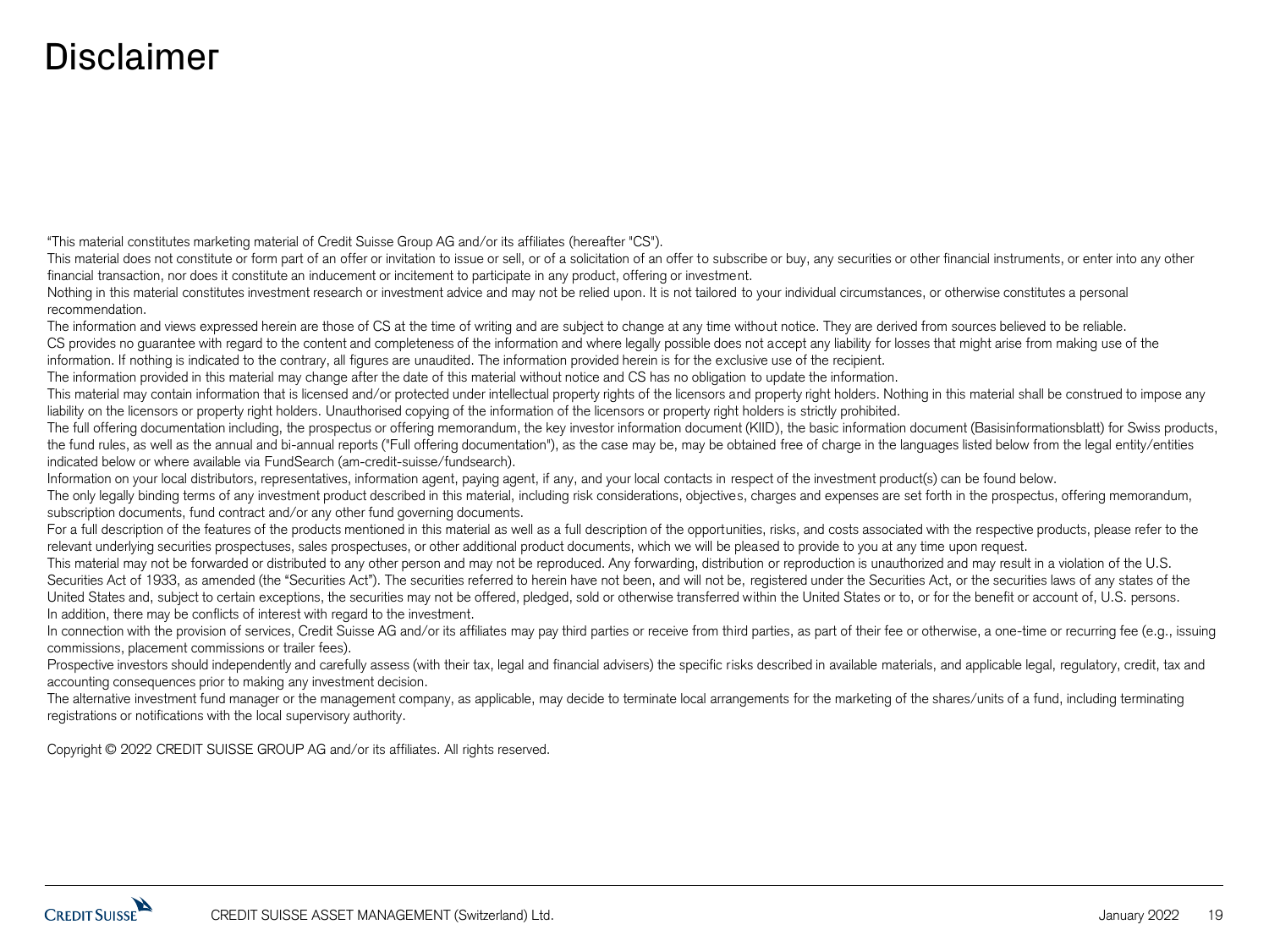# Disclaimer

"This material constitutes marketing material of Credit Suisse Group AG and/or its affiliates (hereafter "CS").

This material does not constitute or form part of an offer or invitation to issue or sell, or of a solicitation of an offer to subscribe or buy, any securities or other financial instruments, or enter into any other financial transaction, nor does it constitute an inducement or incitement to participate in any product, offering or investment.

Nothing in this material constitutes investment research or investment advice and may not be relied upon. It is not tailored to your individual circumstances, or otherwise constitutes a personal recommendation.

The information and views expressed herein are those of CS at the time of writing and are subject to change at any time without notice. They are derived from sources believed to be reliable.

CS provides no guarantee with regard to the content and completeness of the information and where legally possible does not accept any liability for losses that might arise from making use of the information. If nothing is indicated to the contrary, all figures are unaudited. The information provided herein is for the exclusive use of the recipient.

The information provided in this material may change after the date of this material without notice and CS has no obligation to update the information.

This material may contain information that is licensed and/or protected under intellectual property rights of the licensors and property right holders. Nothing in this material shall be construed to impose any liability on the licensors or property right holders. Unauthorised copying of the information of the licensors or property right holders is strictly prohibited.

The full offering documentation including, the prospectus or offering memorandum, the key investor information document (KIID), the basic information document (Basisinformationsblatt) for Swiss products, the fund rules, as well as the annual and bi-annual reports ("Full offering documentation"), as the case may be, may be obtained free of charge in the languages listed below from the legal entity/entities indicated below or where available via FundSearch (am-credit-suisse/fundsearch).

Information on your local distributors, representatives, information agent, paying agent, if any, and your local contacts in respect of the investment product(s) can be found below.

The only legally binding terms of any investment product described in this material, including risk considerations, objectives, charges and expenses are set forth in the prospectus, offering memorandum, subscription documents, fund contract and/or any other fund governing documents.

For a full description of the features of the products mentioned in this material as well as a full description of the opportunities, risks, and costs associated with the respective products, please refer to the relevant underlying securities prospectuses, sales prospectuses, or other additional product documents, which we will be pleased to provide to you at any time upon request.

This material may not be forwarded or distributed to any other person and may not be reproduced. Any forwarding, distribution or reproduction is unauthorized and may result in a violation of the U.S. Securities Act of 1933, as amended (the "Securities Act"). The securities referred to herein have not been, and will not be, registered under the Securities Act, or the securities laws of any states of the United States and, subject to certain exceptions, the securities may not be offered, pledged, sold or otherwise transferred within the United States or to, or for the benefit or account of, U.S. persons.

In addition, there may be conflicts of interest with regard to the investment.

In connection with the provision of services, Credit Suisse AG and/or its affiliates may pay third parties or receive from third parties, as part of their fee or otherwise, a one-time or recurring fee (e.g., issuing commissions, placement commissions or trailer fees).

Prospective investors should independently and carefully assess (with their tax, legal and financial advisers) the specific risks described in available materials, and applicable legal, regulatory, credit, tax and accounting consequences prior to making any investment decision.

The alternative investment fund manager or the management company, as applicable, may decide to terminate local arrangements for the marketing of the shares/units of a fund, including terminating registrations or notifications with the local supervisory authority.

Copyright © 2022 CREDIT SUISSE GROUP AG and/or its affiliates. All rights reserved.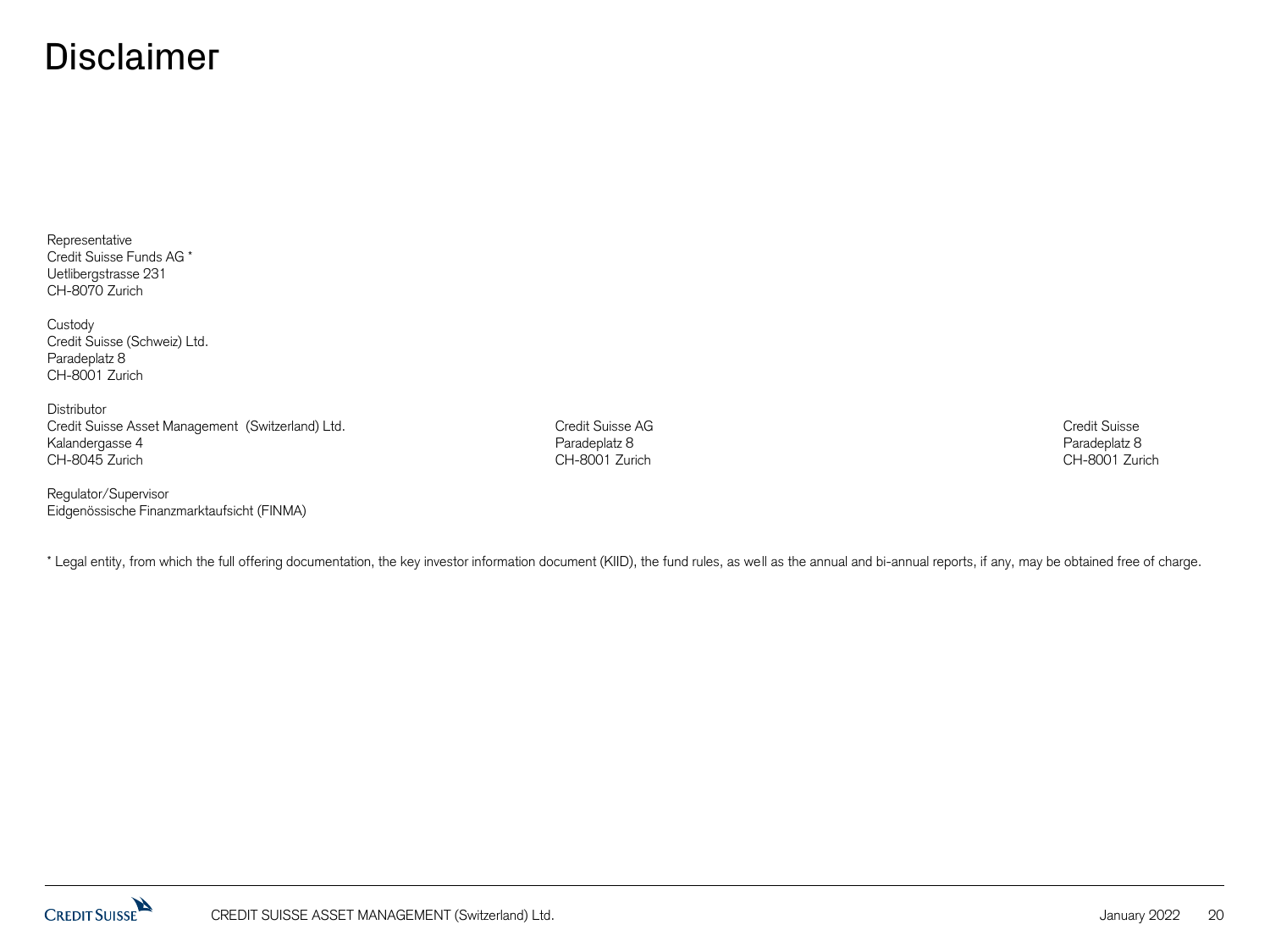# Disclaimer

Representative
Credit Suisse Funds AG *
Uetlibergstrasse 231
CH-8070 Zurich

Custody
Credit Suisse (Schweiz) Ltd.
Paradeplatz 8
CH-8001 Zurich

Distributor
Credit Suisse Asset Management (Switzerland) Ltd.
Kalandergasse 4
CH-8045 Zurich

Credit Suisse AG
Paradeplatz 8
CH-8001 Zurich

Credit Suisse
Paradeplatz 8
CH-8001 Zurich

Regulator/Supervisor
Eidgenössische Finanzmarktaufsicht (FINMA)

* Legal entity, from which the full offering documentation, the key investor information document (KIID), the fund rules, as well as the annual and bi-annual reports, if any, may be obtained free of charge.